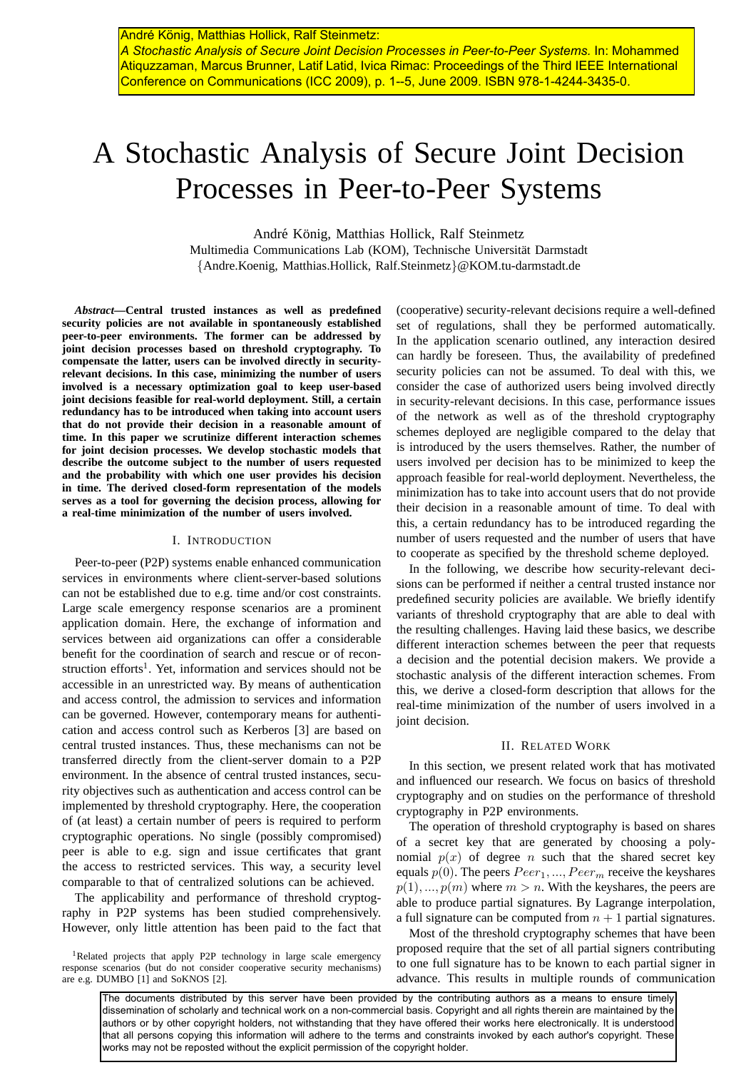André König, Matthias Hollick, Ralf Steinmetz: *A Stochastic Analysis of Secure Joint Decision Processes in Peer-to-Peer Systems.* In: Mohammed Atiquzzaman, Marcus Brunner, Latif Latid, Ivica Rimac: Proceedings of the Third IEEE International Conference on Communications (ICC 2009), p. 1--5, June 2009. ISBN 978-1-4244-3435-0.

# A Stochastic Analysis of Secure Joint Decision Processes in Peer-to-Peer Systems

André König, Matthias Hollick, Ralf Steinmetz
Multimedia Communications Lab (KOM), Technische Universität Darmstadt
{Andre.Koenig, Matthias.Hollick, Ralf.Steinmetz}@KOM.tu-darmstadt.de

***Abstract*—Central trusted instances as well as predefined security policies are not available in spontaneously established peer-to-peer environments. The former can be addressed by joint decision processes based on threshold cryptography. To compensate the latter, users can be involved directly in security-relevant decisions. In this case, minimizing the number of users involved is a necessary optimization goal to keep user-based joint decisions feasible for real-world deployment. Still, a certain redundancy has to be introduced when taking into account users that do not provide their decision in a reasonable amount of time. In this paper we scrutinize different interaction schemes for joint decision processes. We develop stochastic models that describe the outcome subject to the number of users requested and the probability with which one user provides his decision in time. The derived closed-form representation of the models serves as a tool for governing the decision process, allowing for a real-time minimization of the number of users involved.**

## I. Introduction

Peer-to-peer (P2P) systems enable enhanced communication services in environments where client-server-based solutions can not be established due to e.g. time and/or cost constraints. Large scale emergency response scenarios are a prominent application domain. Here, the exchange of information and services between aid organizations can offer a considerable benefit for the coordination of search and rescue or of reconstruction efforts[1]. Yet, information and services should not be accessible in an unrestricted way. By means of authentication and access control, the admission to services and information can be governed. However, contemporary means for authentication and access control such as Kerberos [3] are based on central trusted instances. Thus, these mechanisms can not be transferred directly from the client-server domain to a P2P environment. In the absence of central trusted instances, security objectives such as authentication and access control can be implemented by threshold cryptography. Here, the cooperation of (at least) a certain number of peers is required to perform cryptographic operations. No single (possibly compromised) peer is able to e.g. sign and issue certificates that grant the access to restricted services. This way, a security level comparable to that of centralized solutions can be achieved.

The applicability and performance of threshold cryptography in P2P systems has been studied comprehensively. However, only little attention has been paid to the fact that (cooperative) security-relevant decisions require a well-defined set of regulations, shall they be performed automatically. In the application scenario outlined, any interaction desired can hardly be foreseen. Thus, the availability of predefined security policies can not be assumed. To deal with this, we consider the case of authorized users being involved directly in security-relevant decisions. In this case, performance issues of the network as well as of the threshold cryptography schemes deployed are negligible compared to the delay that is introduced by the users themselves. Rather, the number of users involved per decision has to be minimized to keep the approach feasible for real-world deployment. Nevertheless, the minimization has to take into account users that do not provide their decision in a reasonable amount of time. To deal with this, a certain redundancy has to be introduced regarding the number of users requested and the number of users that have to cooperate as specified by the threshold scheme deployed.

In the following, we describe how security-relevant decisions can be performed if neither a central trusted instance nor predefined security policies are available. We briefly identify variants of threshold cryptography that are able to deal with the resulting challenges. Having laid these basics, we describe different interaction schemes between the peer that requests a decision and the potential decision makers. We provide a stochastic analysis of the different interaction schemes. From this, we derive a closed-form description that allows for the real-time minimization of the number of users involved in a joint decision.

## II. Related Work

In this section, we present related work that has motivated and influenced our research. We focus on basics of threshold cryptography and on studies on the performance of threshold cryptography in P2P environments.

The operation of threshold cryptography is based on shares of a secret key that are generated by choosing a polynomial $p(x)$ of degree $n$ such that the shared secret key equals $p(0)$. The peers $Peer_1, ..., Peer_m$ receive the keyshares $p(1), ..., p(m)$ where $m > n$. With the keyshares, the peers are able to produce partial signatures. By Lagrange interpolation, a full signature can be computed from $n + 1$ partial signatures.

Most of the threshold cryptography schemes that have been proposed require that the set of all partial signers contributing to one full signature has to be known to each partial signer in advance. This results in multiple rounds of communication

[1] Related projects that apply P2P technology in large scale emergency response scenarios (but do not consider cooperative security mechanisms) are e.g. DUMBO [1] and SoKNOS [2].

The documents distributed by this server have been provided by the contributing authors as a means to ensure timely dissemination of scholarly and technical work on a non-commercial basis. Copyright and all rights therein are maintained by the authors or by other copyright holders, not withstanding that they have offered their works here electronically. It is understood that all persons copying this information will adhere to the terms and constraints invoked by each author's copyright. These works may not be reposted without the explicit permission of the copyright holder.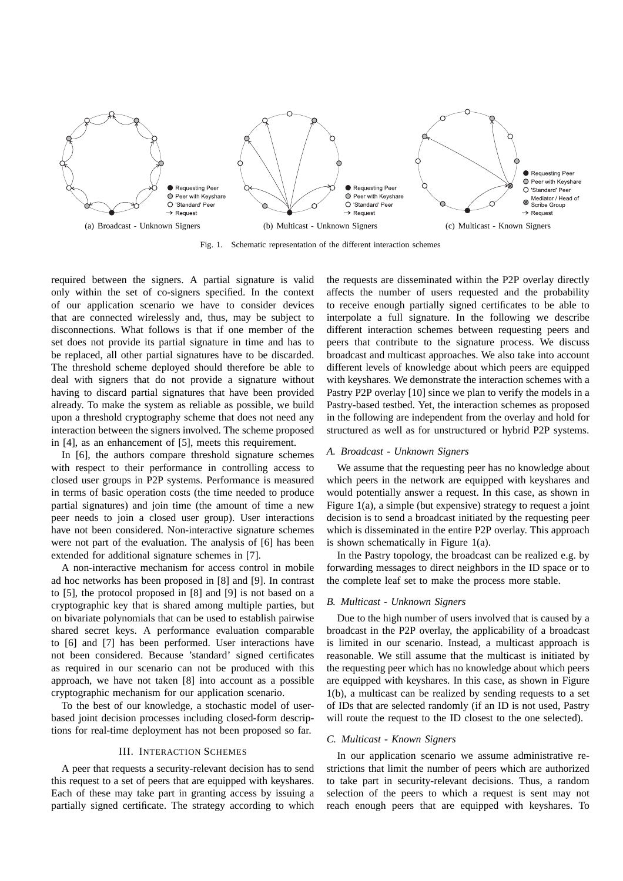(a) Broadcast - Unknown Signers

(b) Multicast - Unknown Signers

(c) Multicast - Known Signers

Fig. 1. Schematic representation of the different interaction schemes

required between the signers. A partial signature is valid only within the set of co-signers specified. In the context of our application scenario we have to consider devices that are connected wirelessly and, thus, may be subject to disconnections. What follows is that if one member of the set does not provide its partial signature in time and has to be replaced, all other partial signatures have to be discarded. The threshold scheme deployed should therefore be able to deal with signers that do not provide a signature without having to discard partial signatures that have been provided already. To make the system as reliable as possible, we build upon a threshold cryptography scheme that does not need any interaction between the signers involved. The scheme proposed in [4], as an enhancement of [5], meets this requirement.

In [6], the authors compare threshold signature schemes with respect to their performance in controlling access to closed user groups in P2P systems. Performance is measured in terms of basic operation costs (the time needed to produce partial signatures) and join time (the amount of time a new peer needs to join a closed user group). User interactions have not been considered. Non-interactive signature schemes were not part of the evaluation. The analysis of [6] has been extended for additional signature schemes in [7].

A non-interactive mechanism for access control in mobile ad hoc networks has been proposed in [8] and [9]. In contrast to [5], the protocol proposed in [8] and [9] is not based on a cryptographic key that is shared among multiple parties, but on bivariate polynomials that can be used to establish pairwise shared secret keys. A performance evaluation comparable to [6] and [7] has been performed. User interactions have not been considered. Because 'standard' signed certificates as required in our scenario can not be produced with this approach, we have not taken [8] into account as a possible cryptographic mechanism for our application scenario.

To the best of our knowledge, a stochastic model of user-based joint decision processes including closed-form descriptions for real-time deployment has not been proposed so far.

## III. Interaction Schemes

A peer that requests a security-relevant decision has to send this request to a set of peers that are equipped with keyshares. Each of these may take part in granting access by issuing a partially signed certificate. The strategy according to which the requests are disseminated within the P2P overlay directly affects the number of users requested and the probability to receive enough partially signed certificates to be able to interpolate a full signature. In the following we describe different interaction schemes between requesting peers and peers that contribute to the signature process. We discuss broadcast and multicast approaches. We also take into account different levels of knowledge about which peers are equipped with keyshares. We demonstrate the interaction schemes with a Pastry P2P overlay [10] since we plan to verify the models in a Pastry-based testbed. Yet, the interaction schemes as proposed in the following are independent from the overlay and hold for structured as well as for unstructured or hybrid P2P systems.

### *A. Broadcast - Unknown Signers*

We assume that the requesting peer has no knowledge about which peers in the network are equipped with keyshares and would potentially answer a request. In this case, as shown in Figure 1(a), a simple (but expensive) strategy to request a joint decision is to send a broadcast initiated by the requesting peer which is disseminated in the entire P2P overlay. This approach is shown schematically in Figure 1(a).

In the Pastry topology, the broadcast can be realized e.g. by forwarding messages to direct neighbors in the ID space or to the complete leaf set to make the process more stable.

### *B. Multicast - Unknown Signers*

Due to the high number of users involved that is caused by a broadcast in the P2P overlay, the applicability of a broadcast is limited in our scenario. Instead, a multicast approach is reasonable. We still assume that the multicast is initiated by the requesting peer which has no knowledge about which peers are equipped with keyshares. In this case, as shown in Figure 1(b), a multicast can be realized by sending requests to a set of IDs that are selected randomly (if an ID is not used, Pastry will route the request to the ID closest to the one selected).

### *C. Multicast - Known Signers*

In our application scenario we assume administrative restrictions that limit the number of peers which are authorized to take part in security-relevant decisions. Thus, a random selection of the peers to which a request is sent may not reach enough peers that are equipped with keyshares. To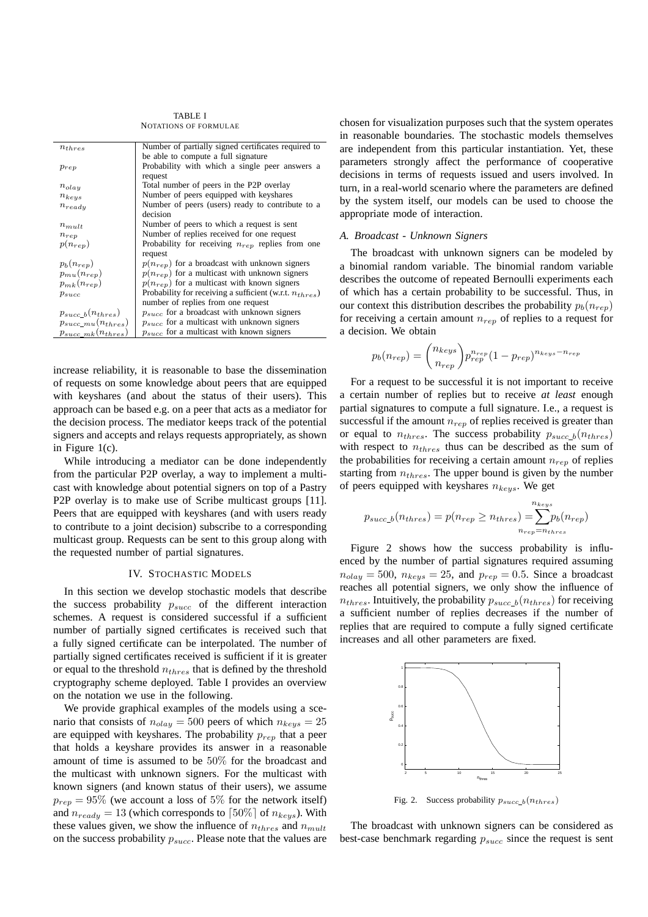TABLE I
NOTATIONS OF FORMULAE

| | |
|---|---|
| $n_{thres}$ | Number of partially signed certificates required to be able to compute a full signature |
| $p_{rep}$ | Probability with which a single peer answers a request |
| $n_{olay}$ | Total number of peers in the P2P overlay |
| $n_{keys}$ | Number of peers equipped with keyshares |
| $n_{ready}$ | Number of peers (users) ready to contribute to a decision |
| $n_{mult}$ | Number of peers to which a request is sent |
| $n_{rep}$ | Number of replies received for one request |
| $p(n_{rep})$ | Probability for receiving $n_{rep}$ replies from one request |
| $p_b(n_{rep})$ | $p(n_{rep})$ for a broadcast with unknown signers |
| $p_{mu}(n_{rep})$ | $p(n_{rep})$ for a multicast with unknown signers |
| $p_{mk}(n_{rep})$ | $p(n_{rep})$ for a multicast with known signers |
| $p_{succ}$ | Probability for receiving a sufficient (w.r.t. $n_{thres}$) number of replies from one request |
| $p_{succ\_b}(n_{thres})$ | $p_{succ}$ for a broadcast with unknown signers |
| $p_{succ\_mu}(n_{thres})$ | $p_{succ}$ for a multicast with unknown signers |
| $p_{succ\_mk}(n_{thres})$ | $p_{succ}$ for a multicast with known signers |

increase reliability, it is reasonable to base the dissemination of requests on some knowledge about peers that are equipped with keyshares (and about the status of their users). This approach can be based e.g. on a peer that acts as a mediator for the decision process. The mediator keeps track of the potential signers and accepts and relays requests appropriately, as shown in Figure 1(c).

While introducing a mediator can be done independently from the particular P2P overlay, a way to implement a multicast with knowledge about potential signers on top of a Pastry P2P overlay is to make use of Scribe multicast groups [11]. Peers that are equipped with keyshares (and with users ready to contribute to a joint decision) subscribe to a corresponding multicast group. Requests can be sent to this group along with the requested number of partial signatures.

## IV. Stochastic Models

In this section we develop stochastic models that describe the success probability $p_{succ}$ of the different interaction schemes. A request is considered successful if a sufficient number of partially signed certificates is received such that a fully signed certificate can be interpolated. The number of partially signed certificates received is sufficient if it is greater or equal to the threshold $n_{thres}$ that is defined by the threshold cryptography scheme deployed. Table I provides an overview on the notation we use in the following.

We provide graphical examples of the models using a scenario that consists of $n_{olay} = 500$ peers of which $n_{keys} = 25$ are equipped with keyshares. The probability $p_{rep}$ that a peer that holds a keyshare provides its answer in a reasonable amount of time is assumed to be $50\%$ for the broadcast and the multicast with unknown signers. For the multicast with known signers (and known status of their users), we assume $p_{rep} = 95\%$ (we account a loss of $5\%$ for the network itself) and $n_{ready} = 13$ (which corresponds to $\lceil 50\% \rceil$ of $n_{keys}$). With these values given, we show the influence of $n_{thres}$ and $n_{mult}$ on the success probability $p_{succ}$. Please note that the values are chosen for visualization purposes such that the system operates in reasonable boundaries. The stochastic models themselves are independent from this particular instantiation. Yet, these parameters strongly affect the performance of cooperative decisions in terms of requests issued and users involved. In turn, in a real-world scenario where the parameters are defined by the system itself, our models can be used to choose the appropriate mode of interaction.

### A. Broadcast - Unknown Signers

The broadcast with unknown signers can be modeled by a binomial random variable. The binomial random variable describes the outcome of repeated Bernoulli experiments each of which has a certain probability to be successful. Thus, in our context this distribution describes the probability $p_b(n_{rep})$ for receiving a certain amount $n_{rep}$ of replies to a request for a decision. We obtain

$$p_b(n_{rep}) = \binom{n_{keys}}{n_{rep}} p_{rep}^{n_{rep}} (1 - p_{rep})^{n_{keys} - n_{rep}}$$

For a request to be successful it is not important to receive a certain number of replies but to receive *at least* enough partial signatures to compute a full signature. I.e., a request is successful if the amount $n_{rep}$ of replies received is greater than or equal to $n_{thres}$. The success probability $p_{succ\_b}(n_{thres})$ with respect to $n_{thres}$ thus can be described as the sum of the probabilities for receiving a certain amount $n_{rep}$ of replies starting from $n_{thres}$. The upper bound is given by the number of peers equipped with keyshares $n_{keys}$. We get

$$p_{succ\_b}(n_{thres}) = p(n_{rep} \geq n_{thres}) = \sum_{n_{rep}=n_{thres}}^{n_{keys}} p_b(n_{rep})$$

Figure 2 shows how the success probability is influenced by the number of partial signatures required assuming $n_{olay} = 500$, $n_{keys} = 25$, and $p_{rep} = 0.5$. Since a broadcast reaches all potential signers, we only show the influence of $n_{thres}$. Intuitively, the probability $p_{succ\_b}(n_{thres})$ for receiving a sufficient number of replies decreases if the number of replies that are required to compute a fully signed certificate increases and all other parameters are fixed.

Fig. 2. Success probability $p_{succ\_b}(n_{thres})$

The broadcast with unknown signers can be considered as best-case benchmark regarding $p_{succ}$ since the request is sent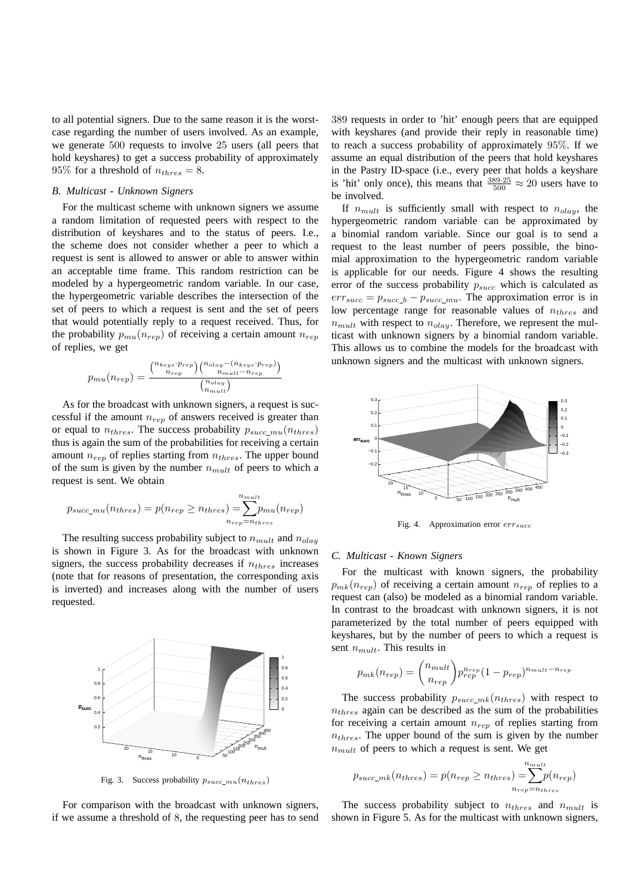to all potential signers. Due to the same reason it is the worst-case regarding the number of users involved. As an example, we generate 500 requests to involve 25 users (all peers that hold keyshares) to get a success probability of approximately 95% for a threshold of $n_{thres} = 8$.

### *B. Multicast - Unknown Signers*

For the multicast scheme with unknown signers we assume a random limitation of requested peers with respect to the distribution of keyshares and to the status of peers. I.e., the scheme does not consider whether a peer to which a request is sent is allowed to answer or able to answer within an acceptable time frame. This random restriction can be modeled by a hypergeometric random variable. In our case, the hypergeometric variable describes the intersection of the set of peers to which a request is sent and the set of peers that would potentially reply to a request received. Thus, for the probability $p_{mu}(n_{rep})$ of receiving a certain amount $n_{rep}$ of replies, we get

$$p_{mu}(n_{rep}) = \frac{\binom{n_{keys} \cdot p_{rep}}{n_{rep}} \binom{n_{olay} - (n_{keys} \cdot p_{rep})}{n_{mult} - n_{rep}}}{\binom{n_{olay}}{n_{mult}}}$$

As for the broadcast with unknown signers, a request is successful if the amount $n_{rep}$ of answers received is greater than or equal to $n_{thres}$. The success probability $p_{succ\_mu}(n_{thres})$ thus is again the sum of the probabilities for receiving a certain amount $n_{rep}$ of replies starting from $n_{thres}$. The upper bound of the sum is given by the number $n_{mult}$ of peers to which a request is sent. We obtain

$$p_{succ\_mu}(n_{thres}) = p(n_{rep} \geq n_{thres}) = \sum_{n_{rep}=n_{thres}}^{n_{mult}} p_{mu}(n_{rep})$$

The resulting success probability subject to $n_{mult}$ and $n_{olay}$ is shown in Figure 3. As for the broadcast with unknown signers, the success probability decreases if $n_{thres}$ increases (note that for reasons of presentation, the corresponding axis is inverted) and increases along with the number of users requested.

Fig. 3. Success probability $p_{succ\_mu}(n_{thres})$

For comparison with the broadcast with unknown signers, if we assume a threshold of 8, the requesting peer has to send 389 requests in order to 'hit' enough peers that are equipped with keyshares (and provide their reply in reasonable time) to reach a success probability of approximately 95%. If we assume an equal distribution of the peers that hold keyshares in the Pastry ID-space (i.e., every peer that holds a keyshare is 'hit' only once), this means that $\frac{389 \cdot 25}{500} \approx 20$ users have to be involved.

If $n_{mult}$ is sufficiently small with respect to $n_{olay}$, the hypergeometric random variable can be approximated by a binomial random variable. Since our goal is to send a request to the least number of peers possible, the binomial approximation to the hypergeometric random variable is applicable for our needs. Figure 4 shows the resulting error of the success probability $p_{succ}$ which is calculated as $err_{succ} = p_{succ\_b} - p_{succ\_mu}$. The approximation error is in low percentage range for reasonable values of $n_{thres}$ and $n_{mult}$ with respect to $n_{olay}$. Therefore, we represent the multicast with unknown signers by a binomial random variable. This allows us to combine the models for the broadcast with unknown signers and the multicast with unknown signers.

Fig. 4. Approximation error $err_{succ}$

### *C. Multicast - Known Signers*

For the multicast with known signers, the probability $p_{mk}(n_{rep})$ of receiving a certain amount $n_{rep}$ of replies to a request can (also) be modeled as a binomial random variable. In contrast to the broadcast with unknown signers, it is not parameterized by the total number of peers equipped with keyshares, but by the number of peers to which a request is sent $n_{mult}$. This results in

$$p_{mk}(n_{rep}) = \binom{n_{mult}}{n_{rep}} p_{rep}^{n_{rep}} (1 - p_{rep})^{n_{mult} - n_{rep}}$$

The success probability $p_{succ\_mk}(n_{thres})$ with respect to $n_{thres}$ again can be described as the sum of the probabilities for receiving a certain amount $n_{rep}$ of replies starting from $n_{thres}$. The upper bound of the sum is given by the number $n_{mult}$ of peers to which a request is sent. We get

$$p_{succ\_mk}(n_{thres}) = p(n_{rep} \geq n_{thres}) = \sum_{n_{rep}=n_{thres}}^{n_{mult}} p(n_{rep})$$

The success probability subject to $n_{thres}$ and $n_{mult}$ is shown in Figure 5. As for the multicast with unknown signers,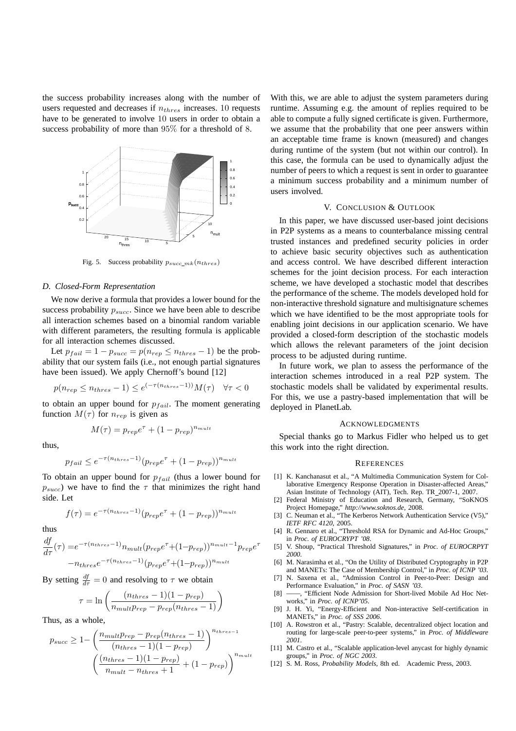the success probability increases along with the number of users requested and decreases if $n_{thres}$ increases. 10 requests have to be generated to involve 10 users in order to obtain a success probability of more than 95% for a threshold of 8.

1
0.8
0.6
$p_{succ}$ 0.4
0.2
20
15
$n_{thres}$
10
5
5
10
$n_{mult}$
1
0.8
0.6
0.4
0.2
0

Fig. 5. Success probability $p_{succ\_mk}(n_{thres})$

### *D. Closed-Form Representation*

We now derive a formula that provides a lower bound for the success probability $p_{succ}$. Since we have been able to describe all interaction schemes based on a binomial random variable with different parameters, the resulting formula is applicable for all interaction schemes discussed.

Let $p_{fail} = 1 - p_{succ} = p(n_{rep} \leq n_{thres} - 1)$ be the probability that our system fails (i.e., not enough partial signatures have been issued). We apply Chernoff's bound [12]

$$p(n_{rep} \leq n_{thres} - 1) \leq e^{(-\tau(n_{thres}-1))} M(\tau) \quad \forall \tau < 0$$

to obtain an upper bound for $p_{fail}$. The moment generating function $M(\tau)$ for $n_{rep}$ is given as

$$M(\tau) = p_{rep} e^{\tau} + (1 - p_{rep}))^{n_{mult}}$$

thus,

$$p_{fail} \leq e^{-\tau(n_{thres}-1)} (p_{rep} e^{\tau} + (1 - p_{rep}))^{n_{mult}}$$

To obtain an upper bound for $p_{fail}$ (thus a lower bound for $p_{succ}$) we have to find the $\tau$ that minimizes the right hand side. Let

$$f(\tau) = e^{-\tau(n_{thres}-1)} (p_{rep} e^{\tau} + (1 - p_{rep}))^{n_{mult}}$$

thus

$$\begin{aligned}\frac{df}{d\tau}(\tau) =& e^{-\tau(n_{thres}-1)} n_{mult} (p_{rep} e^{\tau} + (1 - p_{rep}))^{n_{mult}-1} p_{rep} e^{\tau} \\ &- n_{thres} e^{-\tau(n_{thres}-1)} (p_{rep} e^{\tau} + (1 - p_{rep}))^{n_{mult}}\end{aligned}$$

By setting $\frac{df}{d\tau} = 0$ and resolving to $\tau$ we obtain

$$\tau = \ln \left( \frac{(n_{thres} - 1)(1 - p_{rep})}{n_{mult} p_{rep} - p_{rep}(n_{thres} - 1)} \right)$$

Thus, as a whole,

$$\begin{aligned}p_{succ} \geq 1 - &\left( \frac{n_{mult} p_{rep} - p_{rep}(n_{thres} - 1)}{(n_{thres} - 1)(1 - p_{rep})} \right)^{n_{thres-1}} \\ &\left( \frac{(n_{thres} - 1)(1 - p_{rep})}{n_{mult} - n_{thres} + 1} + (1 - p_{rep}) \right)^{n_{mult}}\end{aligned}$$

With this, we are able to adjust the system parameters during runtime. Assuming e.g. the amount of replies required to be able to compute a fully signed certificate is given. Furthermore, we assume that the probability that one peer answers within an acceptable time frame is known (measured) and changes during runtime of the system (but not within our control). In this case, the formula can be used to dynamically adjust the number of peers to which a request is sent in order to guarantee a minimum success probability and a minimum number of users involved.

## V. Conclusion & Outlook

In this paper, we have discussed user-based joint decisions in P2P systems as a means to counterbalance missing central trusted instances and predefined security policies in order to achieve basic security objectives such as authentication and access control. We have described different interaction schemes for the joint decision process. For each interaction scheme, we have developed a stochastic model that describes the performance of the scheme. The models developed hold for non-interactive threshold signature and multisignature schemes which we have identified to be the most appropriate tools for enabling joint decisions in our application scenario. We have provided a closed-form description of the stochastic models which allows the relevant parameters of the joint decision process to be adjusted during runtime.

In future work, we plan to assess the performance of the interaction schemes introduced in a real P2P system. The stochastic models shall be validated by experimental results. For this, we use a pastry-based implementation that will be deployed in PlanetLab.

## Acknowledgments

Special thanks go to Markus Fidler who helped us to get this work into the right direction.

## References

[1] K. Kanchanasut et al., "A Multimedia Communication System for Collaborative Emergency Response Operation in Disaster-affected Areas," Asian Institute of Technology (AIT), Tech. Rep. TR_2007-1, 2007.

[2] Federal Ministry of Education and Research, Germany, "SoKNOS Project Homepage," *http://www.soknos.de*, 2008.

[3] C. Neuman et al., "The Kerberos Network Authentication Service (V5)," *IETF RFC 4120*, 2005.

[4] R. Gennaro et al., "Threshold RSA for Dynamic and Ad-Hoc Groups," in *Proc. of EUROCRYPT '08*.

[5] V. Shoup, "Practical Threshold Signatures," in *Proc. of EUROCRPYT 2000*.

[6] M. Narasimha et al., "On the Utility of Distributed Cryptography in P2P and MANETs: The Case of Membership Control," in *Proc. of ICNP '03*.

[7] N. Saxena et al., "Admission Control in Peer-to-Peer: Design and Performance Evaluation," in *Proc. of SASN '03*.

[8] ——, "Efficient Node Admission for Short-lived Mobile Ad Hoc Networks," in *Proc. of ICNP'05*.

[9] J. H. Yi, "Energy-Efficient and Non-interactive Self-certification in MANETs," in *Proc. of SSS 2006*.

[10] A. Rowstron et al., "Pastry: Scalable, decentralized object location and routing for large-scale peer-to-peer systems," in *Proc. of Middleware 2001*.

[11] M. Castro et al., "Scalable application-level anycast for highly dynamic groups," in *Proc. of NGC 2003*.

[12] S. M. Ross, *Probability Models*, 8th ed. Academic Press, 2003.